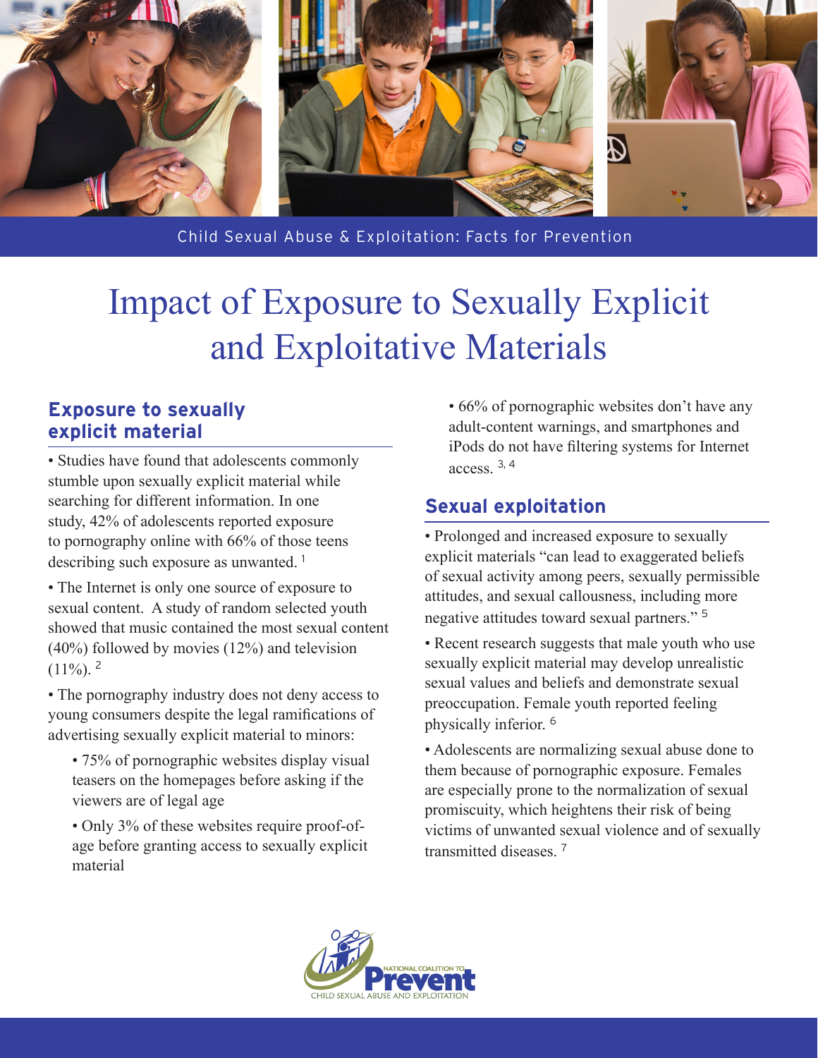Child Sexual Abuse & Exploitation: Facts for Prevention

# Impact of Exposure to Sexually Explicit and Exploitative Materials

## Exposure to sexually explicit material

- Studies have found that adolescents commonly stumble upon sexually explicit material while searching for different information. In one study, 42% of adolescents reported exposure to pornography online with 66% of those teens describing such exposure as unwanted. [1]
- The Internet is only one source of exposure to sexual content. A study of random selected youth showed that music contained the most sexual content (40%) followed by movies (12%) and television (11%). [2]
- The pornography industry does not deny access to young consumers despite the legal ramifications of advertising sexually explicit material to minors:
  - 75% of pornographic websites display visual teasers on the homepages before asking if the viewers are of legal age
  - Only 3% of these websites require proof-of-age before granting access to sexually explicit material
  - 66% of pornographic websites don't have any adult-content warnings, and smartphones and iPods do not have filtering systems for Internet access. [3, 4]

## Sexual exploitation

- Prolonged and increased exposure to sexually explicit materials "can lead to exaggerated beliefs of sexual activity among peers, sexually permissible attitudes, and sexual callousness, including more negative attitudes toward sexual partners." [5]
- Recent research suggests that male youth who use sexually explicit material may develop unrealistic sexual values and beliefs and demonstrate sexual preoccupation. Female youth reported feeling physically inferior. [6]
- Adolescents are normalizing sexual abuse done to them because of pornographic exposure. Females are especially prone to the normalization of sexual promiscuity, which heightens their risk of being victims of unwanted sexual violence and of sexually transmitted diseases. [7]

National Coalition to Prevent Child Sexual Abuse and Exploitation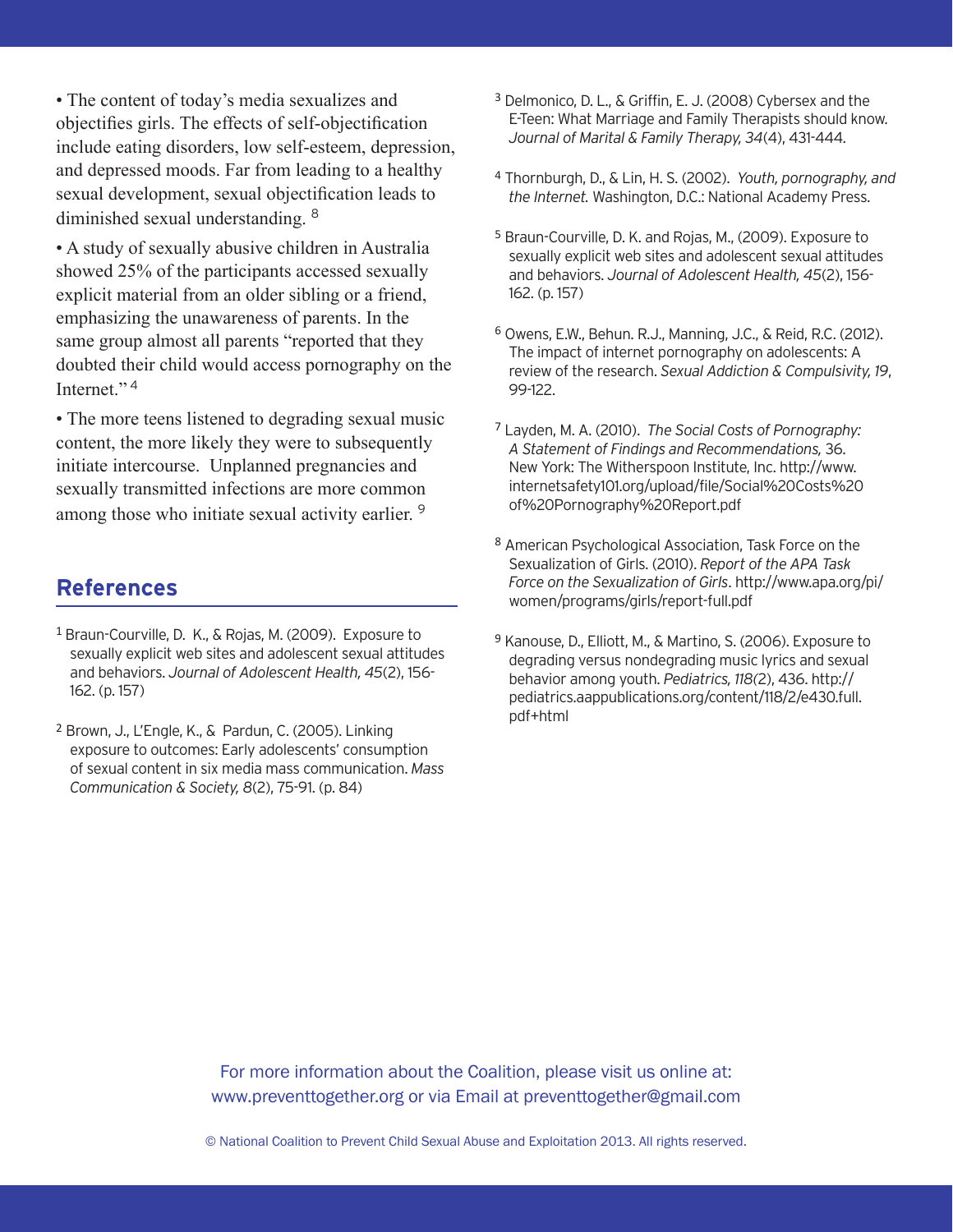- The content of today's media sexualizes and objectifies girls. The effects of self-objectification include eating disorders, low self-esteem, depression, and depressed moods. Far from leading to a healthy sexual development, sexual objectification leads to diminished sexual understanding. [8]

- A study of sexually abusive children in Australia showed 25% of the participants accessed sexually explicit material from an older sibling or a friend, emphasizing the unawareness of parents. In the same group almost all parents "reported that they doubted their child would access pornography on the Internet." [4]

- The more teens listened to degrading sexual music content, the more likely they were to subsequently initiate intercourse. Unplanned pregnancies and sexually transmitted infections are more common among those who initiate sexual activity earlier. [9]

## References

[1] Braun-Courville, D. K., & Rojas, M. (2009). Exposure to sexually explicit web sites and adolescent sexual attitudes and behaviors. *Journal of Adolescent Health, 45*(2), 156-162. (p. 157)

[2] Brown, J., L'Engle, K., & Pardun, C. (2005). Linking exposure to outcomes: Early adolescents' consumption of sexual content in six media mass communication. *Mass Communication & Society, 8*(2), 75-91. (p. 84)

[3] Delmonico, D. L., & Griffin, E. J. (2008) Cybersex and the E-Teen: What Marriage and Family Therapists should know. *Journal of Marital & Family Therapy, 34*(4), 431-444.

[4] Thornburgh, D., & Lin, H. S. (2002). *Youth, pornography, and the Internet.* Washington, D.C.: National Academy Press.

[5] Braun-Courville, D. K. and Rojas, M., (2009). Exposure to sexually explicit web sites and adolescent sexual attitudes and behaviors. *Journal of Adolescent Health, 45*(2), 156-162. (p. 157)

[6] Owens, E.W., Behun. R.J., Manning, J.C., & Reid, R.C. (2012). The impact of internet pornography on adolescents: A review of the research. *Sexual Addiction & Compulsivity, 19*, 99-122.

[7] Layden, M. A. (2010). *The Social Costs of Pornography: A Statement of Findings and Recommendations,* 36. New York: The Witherspoon Institute, Inc. http://www.internetsafety101.org/upload/file/Social%20Costs%20of%20Pornography%20Report.pdf

[8] American Psychological Association, Task Force on the Sexualization of Girls. (2010). *Report of the APA Task Force on the Sexualization of Girls*. http://www.apa.org/pi/women/programs/girls/report-full.pdf

[9] Kanouse, D., Elliott, M., & Martino, S. (2006). Exposure to degrading versus nondegrading music lyrics and sexual behavior among youth. *Pediatrics, 118*(2), 436. http://pediatrics.aappublications.org/content/118/2/e430.full.pdf+html

For more information about the Coalition, please visit us online at: www.preventtogether.org or via Email at preventtogether@gmail.com

© National Coalition to Prevent Child Sexual Abuse and Exploitation 2013. All rights reserved.